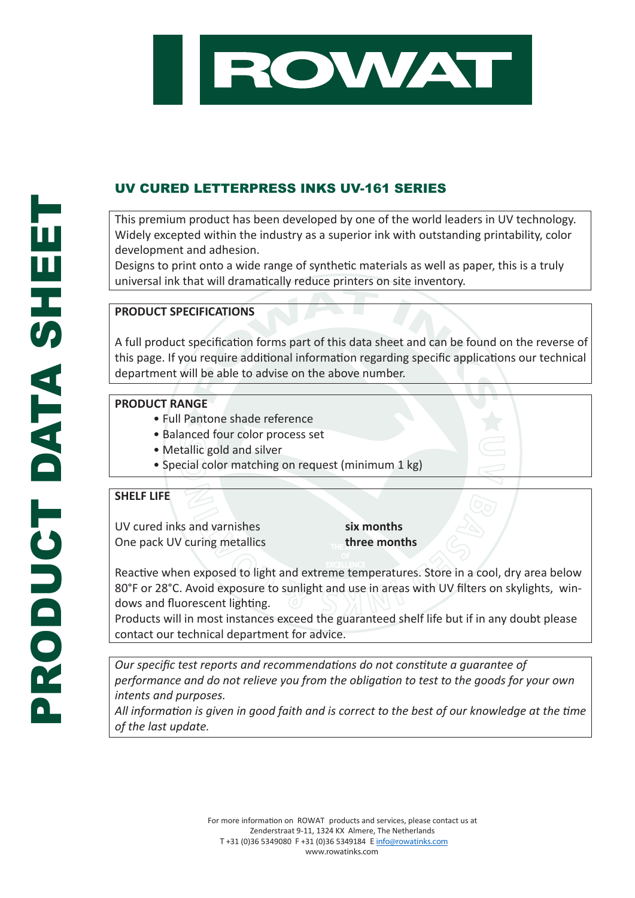# ROWAT

PRODUCT DATA SHEET

## UV CURED LETTERPRESS INKS UV-161 SERIES

This premium product has been developed by one of the world leaders in UV technology. Widely excepted within the industry as a superior ink with outstanding printability, color development and adhesion.
Designs to print onto a wide range of synthetic materials as well as paper, this is a truly universal ink that will dramatically reduce printers on site inventory.

**PRODUCT SPECIFICATIONS**

A full product specification forms part of this data sheet and can be found on the reverse of this page. If you require additional information regarding specific applications our technical department will be able to advise on the above number.

**PRODUCT RANGE**

- Full Pantone shade reference
- Balanced four color process set
- Metallic gold and silver
- Special color matching on request (minimum 1 kg)

**SHELF LIFE**

| | |
|---|---|
| UV cured inks and varnishes | **six months** |
| One pack UV curing metallics | **three months** |

Reactive when exposed to light and extreme temperatures. Store in a cool, dry area below 80°F or 28°C. Avoid exposure to sunlight and use in areas with UV filters on skylights, windows and fluorescent lighting.
Products will in most instances exceed the guaranteed shelf life but if in any doubt please contact our technical department for advice.

*Our specific test reports and recommendations do not constitute a guarantee of performance and do not relieve you from the obligation to test to the goods for your own intents and purposes.*
*All information is given in good faith and is correct to the best of our knowledge at the time of the last update.*

For more information on ROWAT products and services, please contact us at
Zenderstraat 9-11, 1324 KX Almere, The Netherlands
T +31 (0)36 5349080 F +31 (0)36 5349184 E info@rowatinks.com
www.rowatinks.com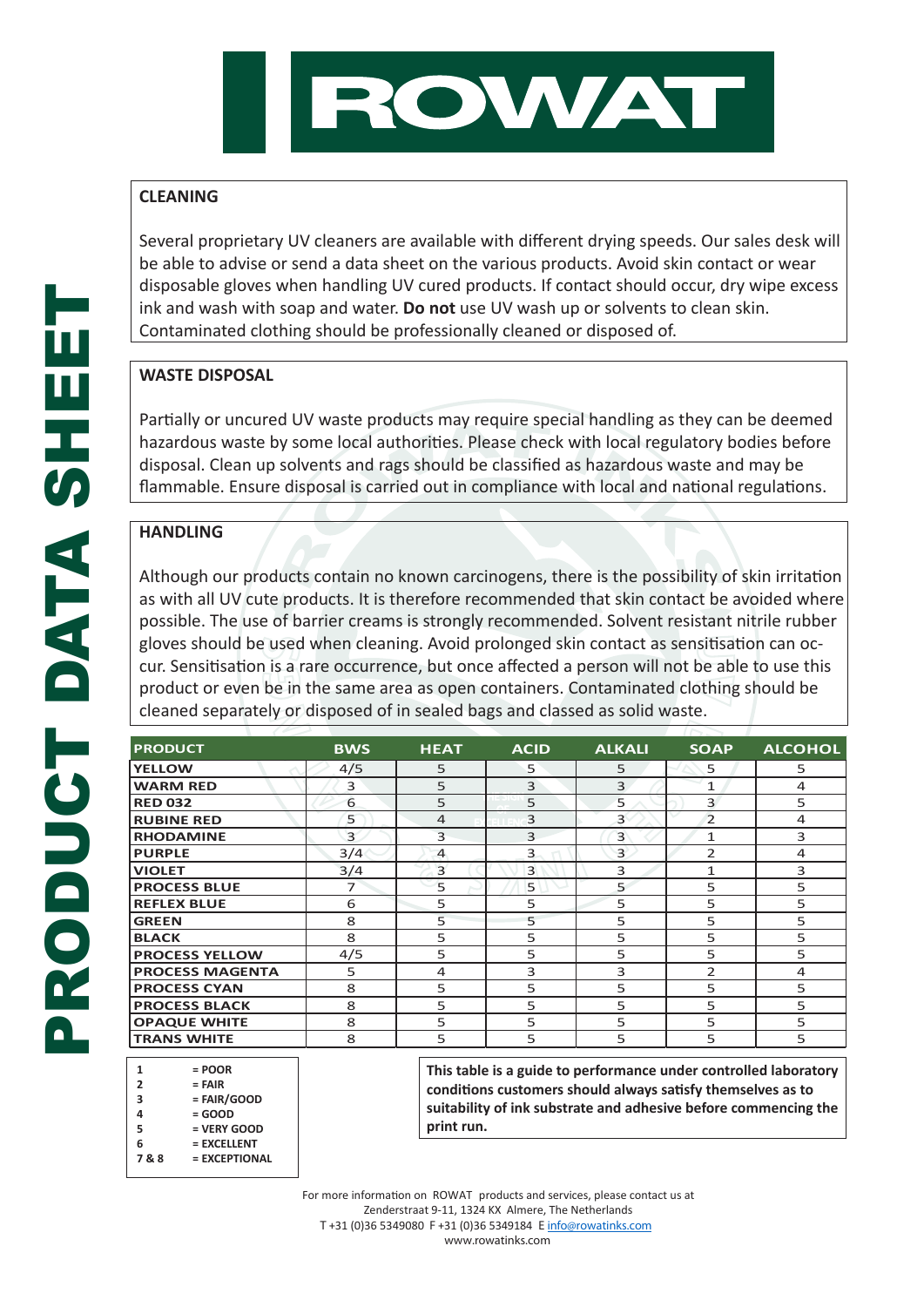# ROWAT

PRODUCT DATA SHEET

## CLEANING

Several proprietary UV cleaners are available with different drying speeds. Our sales desk will be able to advise or send a data sheet on the various products. Avoid skin contact or wear disposable gloves when handling UV cured products. If contact should occur, dry wipe excess ink and wash with soap and water. **Do not** use UV wash up or solvents to clean skin. Contaminated clothing should be professionally cleaned or disposed of.

## WASTE DISPOSAL

Partially or uncured UV waste products may require special handling as they can be deemed hazardous waste by some local authorities. Please check with local regulatory bodies before disposal. Clean up solvents and rags should be classified as hazardous waste and may be flammable. Ensure disposal is carried out in compliance with local and national regulations.

## HANDLING

Although our products contain no known carcinogens, there is the possibility of skin irritation as with all UV cute products. It is therefore recommended that skin contact be avoided where possible. The use of barrier creams is strongly recommended. Solvent resistant nitrile rubber gloves should be used when cleaning. Avoid prolonged skin contact as sensitisation can occur. Sensitisation is a rare occurrence, but once affected a person will not be able to use this product or even be in the same area as open containers. Contaminated clothing should be cleaned separately or disposed of in sealed bags and classed as solid waste.

| PRODUCT | BWS | HEAT | ACID | ALKALI | SOAP | ALCOHOL |
|---|---|---|---|---|---|---|
| YELLOW | 4/5 | 5 | 5 | 5 | 5 | 5 |
| WARM RED | 3 | 5 | 3 | 3 | 1 | 4 |
| RED 032 | 6 | 5 | 5 | 5 | 3 | 5 |
| RUBINE RED | 5 | 4 | 3 | 3 | 2 | 4 |
| RHODAMINE | 3 | 3 | 3 | 3 | 1 | 3 |
| PURPLE | 3/4 | 4 | 3 | 3 | 2 | 4 |
| VIOLET | 3/4 | 3 | 3 | 3 | 1 | 3 |
| PROCESS BLUE | 7 | 5 | 5 | 5 | 5 | 5 |
| REFLEX BLUE | 6 | 5 | 5 | 5 | 5 | 5 |
| GREEN | 8 | 5 | 5 | 5 | 5 | 5 |
| BLACK | 8 | 5 | 5 | 5 | 5 | 5 |
| PROCESS YELLOW | 4/5 | 5 | 5 | 5 | 5 | 5 |
| PROCESS MAGENTA | 5 | 4 | 3 | 3 | 2 | 4 |
| PROCESS CYAN | 8 | 5 | 5 | 5 | 5 | 5 |
| PROCESS BLACK | 8 | 5 | 5 | 5 | 5 | 5 |
| OPAQUE WHITE | 8 | 5 | 5 | 5 | 5 | 5 |
| TRANS WHITE | 8 | 5 | 5 | 5 | 5 | 5 |

| | |
|---|---|
| **1** | **= POOR** |
| **2** | **= FAIR** |
| **3** | **= FAIR/GOOD** |
| **4** | **= GOOD** |
| **5** | **= VERY GOOD** |
| **6** | **= EXCELLENT** |
| **7 & 8** | **= EXCEPTIONAL** |

**This table is a guide to performance under controlled laboratory conditions customers should always satisfy themselves as to suitability of ink substrate and adhesive before commencing the print run.**

For more information on ROWAT products and services, please contact us at
Zenderstraat 9-11, 1324 KX Almere, The Netherlands
T +31 (0)36 5349080 F +31 (0)36 5349184 E info@rowatinks.com
www.rowatinks.com